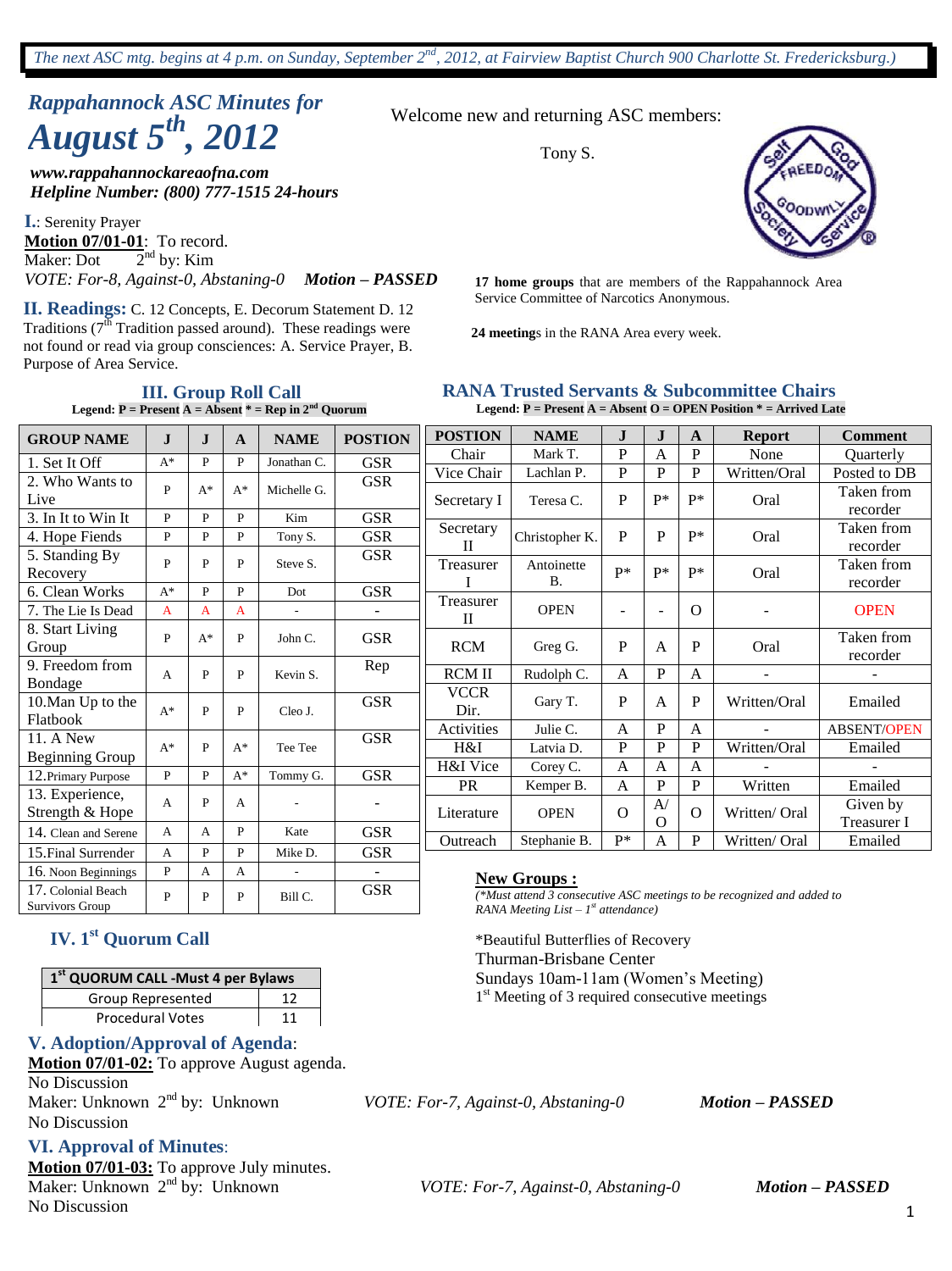*The next ASC mtg. begins at 4 p.m. on Sunday, September 2nd, 2012, at Fairview Baptist Church 900 Charlotte St. Fredericksburg.)*

# *Rappahannock ASC Minutes for August 5th, 2012*

***www.rappahannockareaofna.com***
***Helpline Number: (800) 777-1515 24-hours***

Welcome new and returning ASC members:

Tony S.

**17 home groups** that are members of the Rappahannock Area Service Committee of Narcotics Anonymous.

**24 meeting**s in the RANA Area every week.

**I.**: Serenity Prayer
**Motion 07/01-01**: To record.
Maker: Dot 2nd by: Kim
*VOTE: For-8, Against-0, Abstaning-0* ***Motion – PASSED***

**II. Readings:** C. 12 Concepts, E. Decorum Statement D. 12 Traditions (7th Tradition passed around). These readings were not found or read via group consciences: A. Service Prayer, B. Purpose of Area Service.

## III. Group Roll Call

**Legend: P = Present A = Absent * = Rep in 2nd Quorum**

| GROUP NAME | J | J | A | NAME | POSTION |
|---|---|---|---|---|---|
| 1. Set It Off | A* | P | P | Jonathan C. | GSR |
| 2. Who Wants to Live | P | A* | A* | Michelle G. | GSR |
| 3. In It to Win It | P | P | P | Kim | GSR |
| 4. Hope Fiends | P | P | P | Tony S. | GSR |
| 5. Standing By Recovery | P | P | P | Steve S. | GSR |
| 6. Clean Works | A* | P | P | Dot | GSR |
| 7. The Lie Is Dead | A | A | A | - | - |
| 8. Start Living Group | P | A* | P | John C. | GSR |
| 9. Freedom from Bondage | A | P | P | Kevin S. | Rep |
| 10.Man Up to the Flatbook | A* | P | P | Cleo J. | GSR |
| 11. A New Beginning Group | A* | P | A* | Tee Tee | GSR |
| 12.Primary Purpose | P | P | A* | Tommy G. | GSR |
| 13. Experience, Strength & Hope | A | P | A | - | - |
| 14. Clean and Serene | A | A | P | Kate | GSR |
| 15.Final Surrender | A | P | P | Mike D. | GSR |
| 16. Noon Beginnings | P | A | A | - | - |
| 17. Colonial Beach Survivors Group | P | P | P | Bill C. | GSR |

## RANA Trusted Servants & Subcommittee Chairs

**Legend: P = Present A = Absent O = OPEN Position * = Arrived Late**

| POSTION | NAME | J | J | A | Report | Comment |
|---|---|---|---|---|---|---|
| Chair | Mark T. | P | A | P | None | Quarterly |
| Vice Chair | Lachlan P. | P | P | P | Written/Oral | Posted to DB |
| Secretary I | Teresa C. | P | P* | P* | Oral | Taken from recorder |
| Secretary II | Christopher K. | P | P | P* | Oral | Taken from recorder |
| Treasurer I | Antoinette B. | P* | P* | P* | Oral | Taken from recorder |
| Treasurer II | OPEN | - | - | O | - | OPEN |
| RCM | Greg G. | P | A | P | Oral | Taken from recorder |
| RCM II | Rudolph C. | A | P | A | - | - |
| VCCR Dir. | Gary T. | P | A | P | Written/Oral | Emailed |
| Activities | Julie C. | A | P | A | - | ABSENT/OPEN |
| H&I | Latvia D. | P | P | P | Written/Oral | Emailed |
| H&I Vice | Corey C. | A | A | A | - | - |
| PR | Kemper B. | A | P | P | Written | Emailed |
| Literature | OPEN | O | A/O | O | Written/ Oral | Given by Treasurer I |
| Outreach | Stephanie B. | P* | A | P | Written/ Oral | Emailed |

## IV. 1st Quorum Call

| 1st QUORUM CALL -Must 4 per Bylaws | |
|---|---|
| Group Represented | 12 |
| Procedural Votes | 11 |

**New Groups :**
*(\*Must attend 3 consecutive ASC meetings to be recognized and added to RANA Meeting List – 1st attendance)*

*Beautiful Butterflies of Recovery
Thurman-Brisbane Center
Sundays 10am-11am (Women's Meeting)
1st Meeting of 3 required consecutive meetings

## V. Adoption/Approval of Agenda:

**Motion 07/01-02:** To approve August agenda.
No Discussion
Maker: Unknown 2nd by: Unknown *VOTE: For-7, Against-0, Abstaning-0* ***Motion – PASSED***
No Discussion

## VI. Approval of Minutes:

**Motion 07/01-03:** To approve July minutes.
Maker: Unknown 2nd by: Unknown *VOTE: For-7, Against-0, Abstaning-0* ***Motion – PASSED***
No Discussion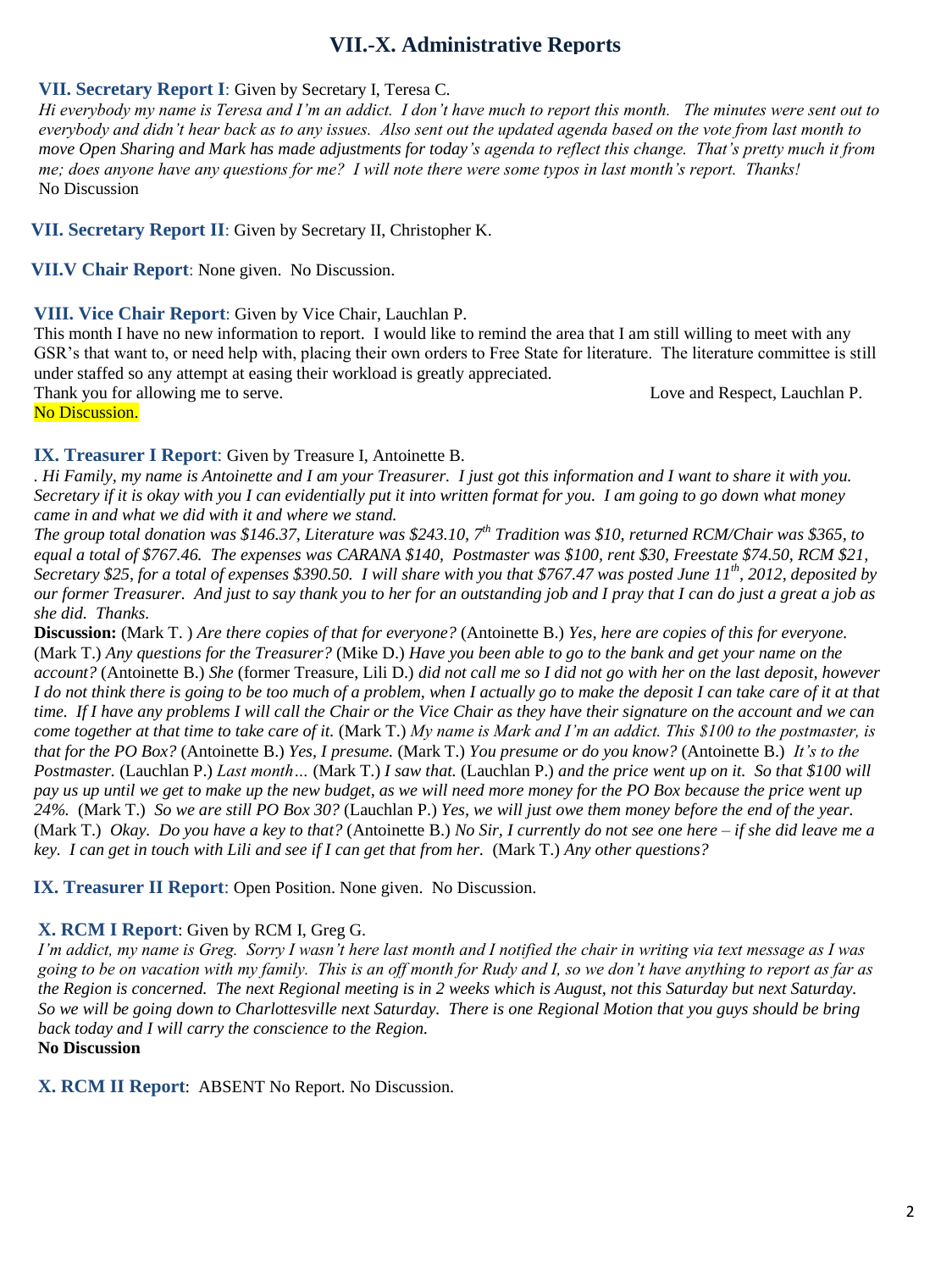# VII.-X. Administrative Reports

**VII. Secretary Report I**: Given by Secretary I, Teresa C.

*Hi everybody my name is Teresa and I'm an addict. I don't have much to report this month. The minutes were sent out to everybody and didn't hear back as to any issues. Also sent out the updated agenda based on the vote from last month to move Open Sharing and Mark has made adjustments for today's agenda to reflect this change. That's pretty much it from me; does anyone have any questions for me? I will note there were some typos in last month's report. Thanks!*

No Discussion

**VII. Secretary Report II**: Given by Secretary II, Christopher K.

**VII.V Chair Report**: None given. No Discussion.

**VIII. Vice Chair Report**: Given by Vice Chair, Lauchlan P.

This month I have no new information to report. I would like to remind the area that I am still willing to meet with any GSR's that want to, or need help with, placing their own orders to Free State for literature. The literature committee is still under staffed so any attempt at easing their workload is greatly appreciated.

Thank you for allowing me to serve. Love and Respect, Lauchlan P.

No Discussion.

**IX. Treasurer I Report**: Given by Treasure I, Antoinette B.

*. Hi Family, my name is Antoinette and I am your Treasurer. I just got this information and I want to share it with you. Secretary if it is okay with you I can evidentially put it into written format for you. I am going to go down what money came in and what we did with it and where we stand.*

*The group total donation was $146.37, Literature was $243.10, 7th Tradition was $10, returned RCM/Chair was $365, to equal a total of $767.46. The expenses was CARANA $140, Postmaster was $100, rent $30, Freestate $74.50, RCM $21, Secretary $25, for a total of expenses $390.50. I will share with you that $767.47 was posted June 11th, 2012, deposited by our former Treasurer. And just to say thank you to her for an outstanding job and I pray that I can do just a great a job as she did. Thanks.*

**Discussion:** (Mark T. ) *Are there copies of that for everyone?* (Antoinette B.) *Yes, here are copies of this for everyone.* (Mark T.) *Any questions for the Treasurer?* (Mike D.) *Have you been able to go to the bank and get your name on the account?* (Antoinette B.) *She* (former Treasure, Lili D.) *did not call me so I did not go with her on the last deposit, however I do not think there is going to be too much of a problem, when I actually go to make the deposit I can take care of it at that time. If I have any problems I will call the Chair or the Vice Chair as they have their signature on the account and we can come together at that time to take care of it.* (Mark T.) *My name is Mark and I'm an addict. This $100 to the postmaster, is that for the PO Box?* (Antoinette B.) *Yes, I presume.* (Mark T.) *You presume or do you know?* (Antoinette B.) *It's to the Postmaster.* (Lauchlan P.) *Last month…* (Mark T.) *I saw that.* (Lauchlan P.) *and the price went up on it. So that $100 will pay us up until we get to make up the new budget, as we will need more money for the PO Box because the price went up 24%.* (Mark T.) *So we are still PO Box 30?* (Lauchlan P.) *Yes, we will just owe them money before the end of the year.* (Mark T.) *Okay. Do you have a key to that?* (Antoinette B.) *No Sir, I currently do not see one here – if she did leave me a key. I can get in touch with Lili and see if I can get that from her.* (Mark T.) *Any other questions?*

**IX. Treasurer II Report**: Open Position. None given. No Discussion.

**X. RCM I Report**: Given by RCM I, Greg G.

*I'm addict, my name is Greg. Sorry I wasn't here last month and I notified the chair in writing via text message as I was going to be on vacation with my family. This is an off month for Rudy and I, so we don't have anything to report as far as the Region is concerned. The next Regional meeting is in 2 weeks which is August, not this Saturday but next Saturday. So we will be going down to Charlottesville next Saturday. There is one Regional Motion that you guys should be bring back today and I will carry the conscience to the Region.*

**No Discussion**

**X. RCM II Report**: ABSENT No Report. No Discussion.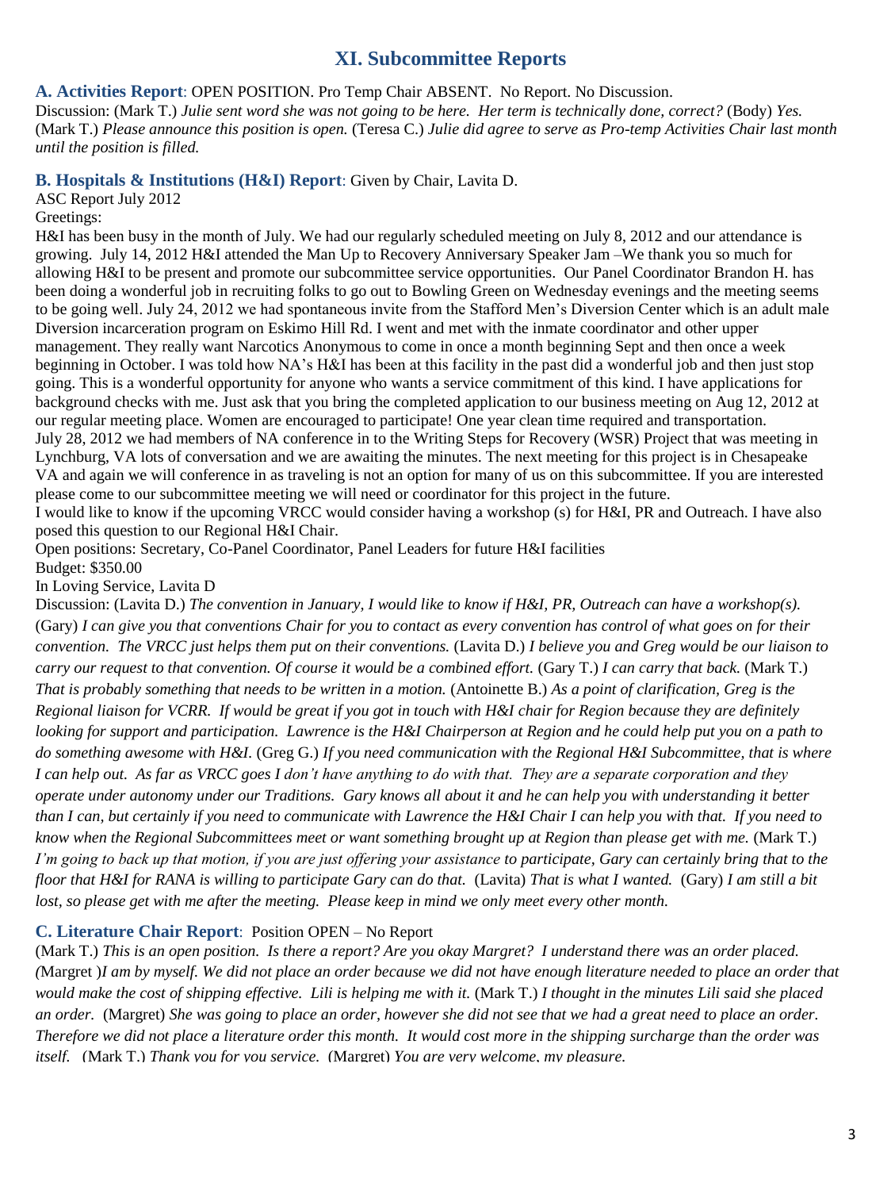## XI. Subcommittee Reports

**A. Activities Report**: OPEN POSITION. Pro Temp Chair ABSENT. No Report. No Discussion.
Discussion: (Mark T.) *Julie sent word she was not going to be here. Her term is technically done, correct?* (Body) *Yes.* (Mark T.) *Please announce this position is open.* (Teresa C.) *Julie did agree to serve as Pro-temp Activities Chair last month until the position is filled.*

**B. Hospitals & Institutions (H&I) Report**: Given by Chair, Lavita D.
ASC Report July 2012
Greetings:
H&I has been busy in the month of July. We had our regularly scheduled meeting on July 8, 2012 and our attendance is growing. July 14, 2012 H&I attended the Man Up to Recovery Anniversary Speaker Jam –We thank you so much for allowing H&I to be present and promote our subcommittee service opportunities. Our Panel Coordinator Brandon H. has been doing a wonderful job in recruiting folks to go out to Bowling Green on Wednesday evenings and the meeting seems to be going well. July 24, 2012 we had spontaneous invite from the Stafford Men's Diversion Center which is an adult male Diversion incarceration program on Eskimo Hill Rd. I went and met with the inmate coordinator and other upper management. They really want Narcotics Anonymous to come in once a month beginning Sept and then once a week beginning in October. I was told how NA's H&I has been at this facility in the past did a wonderful job and then just stop going. This is a wonderful opportunity for anyone who wants a service commitment of this kind. I have applications for background checks with me. Just ask that you bring the completed application to our business meeting on Aug 12, 2012 at our regular meeting place. Women are encouraged to participate! One year clean time required and transportation.
July 28, 2012 we had members of NA conference in to the Writing Steps for Recovery (WSR) Project that was meeting in Lynchburg, VA lots of conversation and we are awaiting the minutes. The next meeting for this project is in Chesapeake VA and again we will conference in as traveling is not an option for many of us on this subcommittee. If you are interested please come to our subcommittee meeting we will need or coordinator for this project in the future.
I would like to know if the upcoming VRCC would consider having a workshop (s) for H&I, PR and Outreach. I have also posed this question to our Regional H&I Chair.
Open positions: Secretary, Co-Panel Coordinator, Panel Leaders for future H&I facilities
Budget: $350.00
In Loving Service, Lavita D
Discussion: (Lavita D.) *The convention in January, I would like to know if H&I, PR, Outreach can have a workshop(s).* (Gary) *I can give you that conventions Chair for you to contact as every convention has control of what goes on for their convention. The VRCC just helps them put on their conventions.* (Lavita D.) *I believe you and Greg would be our liaison to carry our request to that convention. Of course it would be a combined effort.* (Gary T.) *I can carry that back.* (Mark T.) *That is probably something that needs to be written in a motion.* (Antoinette B.) *As a point of clarification, Greg is the Regional liaison for VCRR. If would be great if you got in touch with H&I chair for Region because they are definitely looking for support and participation. Lawrence is the H&I Chairperson at Region and he could help put you on a path to do something awesome with H&I.* (Greg G.) *If you need communication with the Regional H&I Subcommittee, that is where I can help out. As far as VRCC goes I don't have anything to do with that. They are a separate corporation and they operate under autonomy under our Traditions. Gary knows all about it and he can help you with understanding it better than I can, but certainly if you need to communicate with Lawrence the H&I Chair I can help you with that. If you need to know when the Regional Subcommittees meet or want something brought up at Region than please get with me.* (Mark T.) *I'm going to back up that motion, if you are just offering your assistance to participate, Gary can certainly bring that to the floor that H&I for RANA is willing to participate Gary can do that.* (Lavita) *That is what I wanted.* (Gary) *I am still a bit lost, so please get with me after the meeting. Please keep in mind we only meet every other month.*

**C. Literature Chair Report**: Position OPEN – No Report
(Mark T.) *This is an open position. Is there a report? Are you okay Margret? I understand there was an order placed. (*Margret *)I am by myself. We did not place an order because we did not have enough literature needed to place an order that would make the cost of shipping effective. Lili is helping me with it.* (Mark T.) *I thought in the minutes Lili said she placed an order.* (Margret) *She was going to place an order, however she did not see that we had a great need to place an order. Therefore we did not place a literature order this month. It would cost more in the shipping surcharge than the order was itself.* (Mark T.) *Thank you for you service.* (Margret) *You are very welcome, my pleasure.*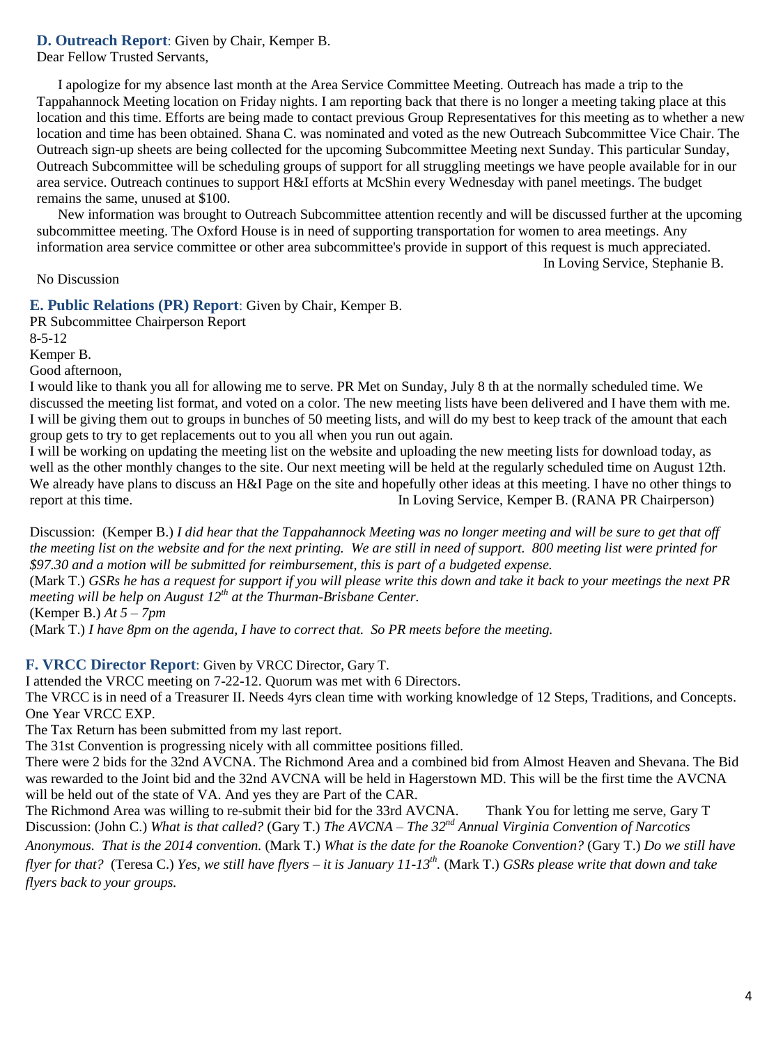### D. Outreach Report: Given by Chair, Kemper B.

Dear Fellow Trusted Servants,

I apologize for my absence last month at the Area Service Committee Meeting. Outreach has made a trip to the Tappahannock Meeting location on Friday nights. I am reporting back that there is no longer a meeting taking place at this location and this time. Efforts are being made to contact previous Group Representatives for this meeting as to whether a new location and time has been obtained. Shana C. was nominated and voted as the new Outreach Subcommittee Vice Chair. The Outreach sign-up sheets are being collected for the upcoming Subcommittee Meeting next Sunday. This particular Sunday, Outreach Subcommittee will be scheduling groups of support for all struggling meetings we have people available for in our area service. Outreach continues to support H&I efforts at McShin every Wednesday with panel meetings. The budget remains the same, unused at $100.

New information was brought to Outreach Subcommittee attention recently and will be discussed further at the upcoming subcommittee meeting. The Oxford House is in need of supporting transportation for women to area meetings. Any information area service committee or other area subcommittee's provide in support of this request is much appreciated.

In Loving Service, Stephanie B.

No Discussion

### E. Public Relations (PR) Report: Given by Chair, Kemper B.

PR Subcommittee Chairperson Report
8-5-12
Kemper B.

Good afternoon,

I would like to thank you all for allowing me to serve. PR Met on Sunday, July 8 th at the normally scheduled time. We discussed the meeting list format, and voted on a color. The new meeting lists have been delivered and I have them with me. I will be giving them out to groups in bunches of 50 meeting lists, and will do my best to keep track of the amount that each group gets to try to get replacements out to you all when you run out again.

I will be working on updating the meeting list on the website and uploading the new meeting lists for download today, as well as the other monthly changes to the site. Our next meeting will be held at the regularly scheduled time on August 12th. We already have plans to discuss an H&I Page on the site and hopefully other ideas at this meeting. I have no other things to report at this time.

In Loving Service, Kemper B. (RANA PR Chairperson)

Discussion: (Kemper B.) *I did hear that the Tappahannock Meeting was no longer meeting and will be sure to get that off the meeting list on the website and for the next printing. We are still in need of support. 800 meeting list were printed for $97.30 and a motion will be submitted for reimbursement, this is part of a budgeted expense.*

(Mark T.) *GSRs he has a request for support if you will please write this down and take it back to your meetings the next PR meeting will be help on August 12th at the Thurman-Brisbane Center.*

(Kemper B.) *At 5 – 7pm*

(Mark T.) *I have 8pm on the agenda, I have to correct that. So PR meets before the meeting.*

### F. VRCC Director Report: Given by VRCC Director, Gary T.

I attended the VRCC meeting on 7-22-12. Quorum was met with 6 Directors.

The VRCC is in need of a Treasurer II. Needs 4yrs clean time with working knowledge of 12 Steps, Traditions, and Concepts. One Year VRCC EXP.

The Tax Return has been submitted from my last report.

The 31st Convention is progressing nicely with all committee positions filled.

There were 2 bids for the 32nd AVCNA. The Richmond Area and a combined bid from Almost Heaven and Shevana. The Bid was rewarded to the Joint bid and the 32nd AVCNA will be held in Hagerstown MD. This will be the first time the AVCNA will be held out of the state of VA. And yes they are Part of the CAR.

The Richmond Area was willing to re-submit their bid for the 33rd AVCNA. Thank You for letting me serve, Gary T

Discussion: (John C.) *What is that called?* (Gary T.) *The AVCNA – The 32nd Annual Virginia Convention of Narcotics Anonymous. That is the 2014 convention.* (Mark T.) *What is the date for the Roanoke Convention?* (Gary T.) *Do we still have flyer for that?* (Teresa C.) *Yes, we still have flyers – it is January 11-13th.* (Mark T.) *GSRs please write that down and take flyers back to your groups.*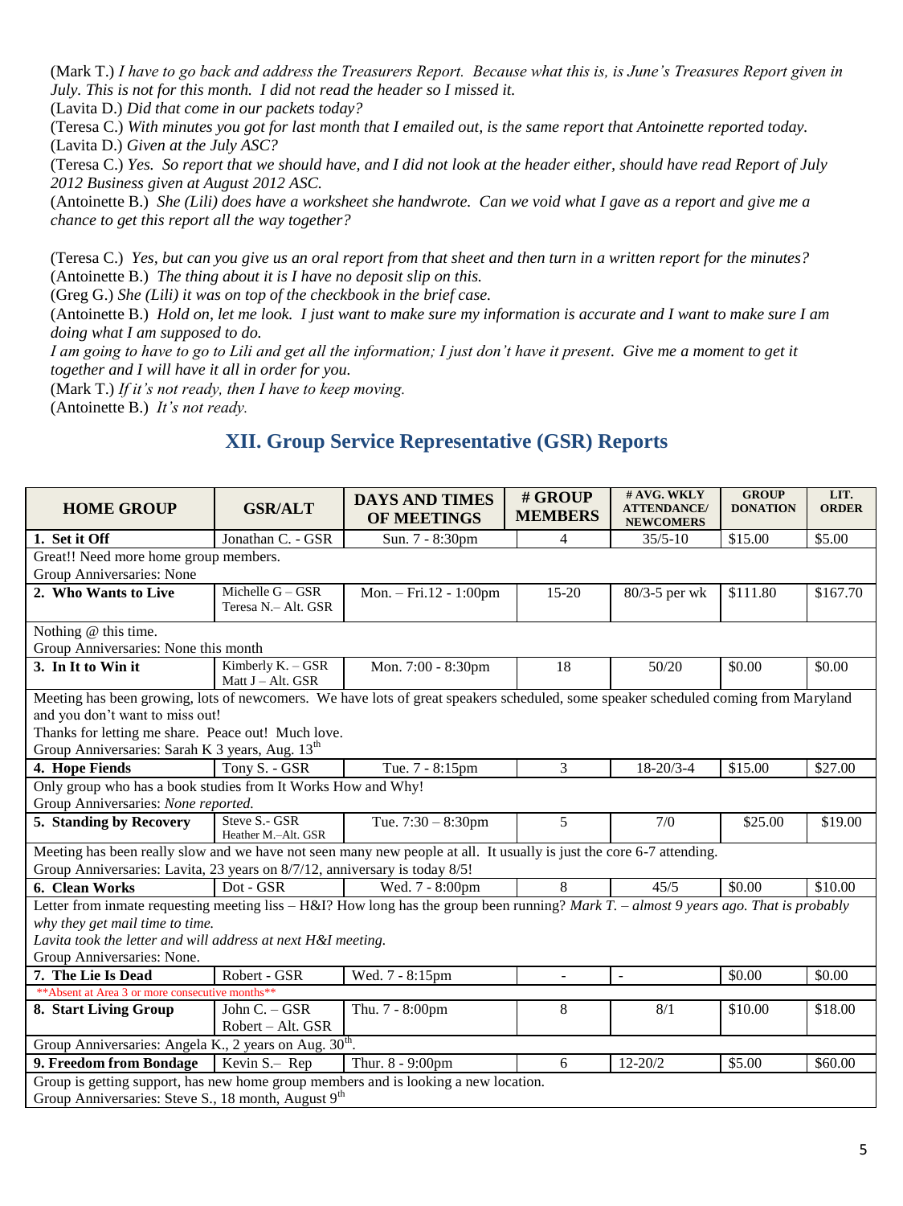(Mark T.) *I have to go back and address the Treasurers Report. Because what this is, is June's Treasures Report given in July. This is not for this month. I did not read the header so I missed it.*
(Lavita D.) *Did that come in our packets today?*
(Teresa C.) *With minutes you got for last month that I emailed out, is the same report that Antoinette reported today.*
(Lavita D.) *Given at the July ASC?*
(Teresa C.) *Yes. So report that we should have, and I did not look at the header either, should have read Report of July 2012 Business given at August 2012 ASC.*
(Antoinette B.) *She (Lili) does have a worksheet she handwrote. Can we void what I gave as a report and give me a chance to get this report all the way together?*

(Teresa C.) *Yes, but can you give us an oral report from that sheet and then turn in a written report for the minutes?*
(Antoinette B.) *The thing about it is I have no deposit slip on this.*
(Greg G.) *She (Lili) it was on top of the checkbook in the brief case.*
(Antoinette B.) *Hold on, let me look. I just want to make sure my information is accurate and I want to make sure I am doing what I am supposed to do.*
*I am going to have to go to Lili and get all the information; I just don't have it present. Give me a moment to get it together and I will have it all in order for you.*
(Mark T.) *If it's not ready, then I have to keep moving.*
(Antoinette B.) *It's not ready.*

## XII. Group Service Representative (GSR) Reports

| HOME GROUP | GSR/ALT | DAYS AND TIMES OF MEETINGS | # GROUP MEMBERS | # AVG. WKLY ATTENDANCE/ NEWCOMERS | GROUP DONATION | LIT. ORDER |
|---|---|---|---|---|---|---|
| **1. Set it Off** | Jonathan C. - GSR | Sun. 7 - 8:30pm | 4 | 35/5-10 | $15.00 | $5.00 |
| Great!! Need more home group members. Group Anniversaries: None | | | | | | |
| **2. Who Wants to Live** | Michelle G – GSR Teresa N.– Alt. GSR | Mon. – Fri.12 - 1:00pm | 15-20 | 80/3-5 per wk | $111.80 | $167.70 |
| Nothing @ this time. Group Anniversaries: None this month | | | | | | |
| **3. In It to Win it** | Kimberly K. – GSR Matt J – Alt. GSR | Mon. 7:00 - 8:30pm | 18 | 50/20 | $0.00 | $0.00 |
| Meeting has been growing, lots of newcomers. We have lots of great speakers scheduled, some speaker scheduled coming from Maryland and you don't want to miss out! Thanks for letting me share. Peace out! Much love. Group Anniversaries: Sarah K 3 years, Aug. 13th | | | | | | |
| **4. Hope Fiends** | Tony S. - GSR | Tue. 7 - 8:15pm | 3 | 18-20/3-4 | $15.00 | $27.00 |
| Only group who has a book studies from It Works How and Why! Group Anniversaries: *None reported.* | | | | | | |
| **5. Standing by Recovery** | Steve S.- GSR Heather M.–Alt. GSR | Tue. 7:30 – 8:30pm | 5 | 7/0 | $25.00 | $19.00 |
| Meeting has been really slow and we have not seen many new people at all. It usually is just the core 6-7 attending. Group Anniversaries: Lavita, 23 years on 8/7/12, anniversary is today 8/5! | | | | | | |
| **6. Clean Works** | Dot - GSR | Wed. 7 - 8:00pm | 8 | 45/5 | $0.00 | $10.00 |
| Letter from inmate requesting meeting liss – H&I? How long has the group been running? *Mark T. – almost 9 years ago. That is probably why they get mail time to time. Lavita took the letter and will address at next H&I meeting.* Group Anniversaries: None. | | | | | | |
| **7. The Lie Is Dead** | Robert - GSR | Wed. 7 - 8:15pm | - | - | $0.00 | $0.00 |
| **Absent at Area 3 or more consecutive months** | | | | | | |
| **8. Start Living Group** | John C. – GSR Robert – Alt. GSR | Thu. 7 - 8:00pm | 8 | 8/1 | $10.00 | $18.00 |
| Group Anniversaries: Angela K., 2 years on Aug. 30th. | | | | | | |
| **9. Freedom from Bondage** | Kevin S.– Rep | Thur. 8 - 9:00pm | 6 | 12-20/2 | $5.00 | $60.00 |
| Group is getting support, has new home group members and is looking a new location. Group Anniversaries: Steve S., 18 month, August 9th | | | | | | |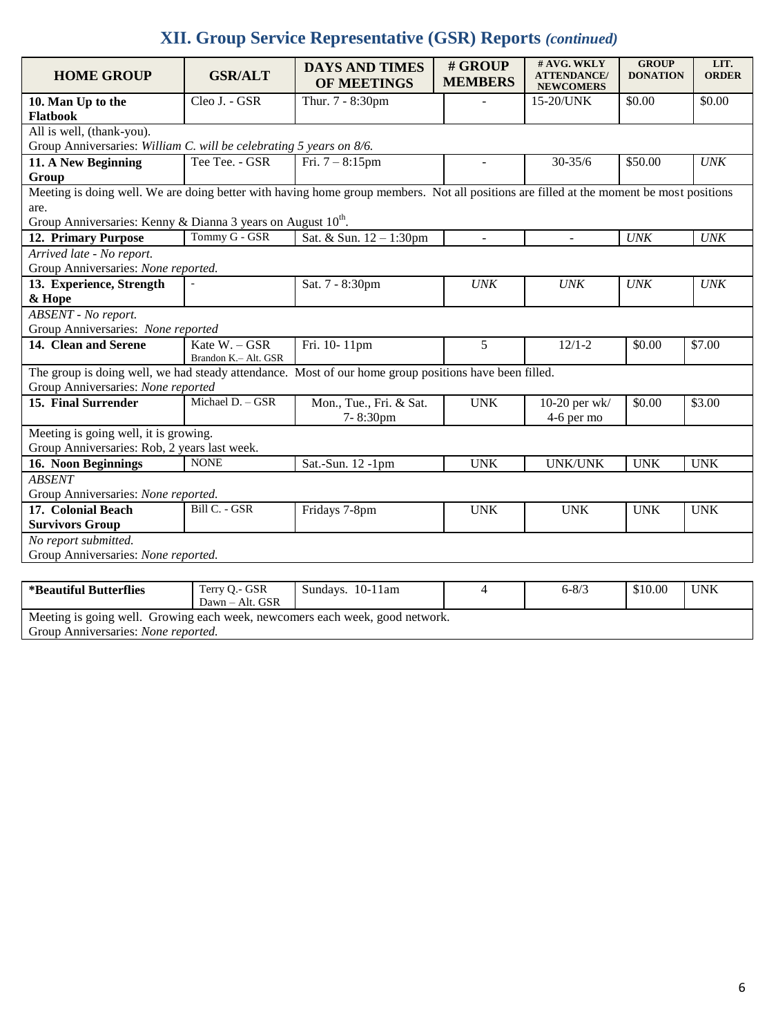## XII. Group Service Representative (GSR) Reports *(continued)*

| HOME GROUP | GSR/ALT | DAYS AND TIMES OF MEETINGS | # GROUP MEMBERS | # AVG. WKLY ATTENDANCE/ NEWCOMERS | GROUP DONATION | LIT. ORDER |
|---|---|---|---|---|---|---|
| **10. Man Up to the Flatbook** | Cleo J. - GSR | Thur. 7 - 8:30pm | - | 15-20/UNK | $0.00 | $0.00 |
| All is well, (thank-you).<br>Group Anniversaries: *William C. will be celebrating 5 years on 8/6.* | | | | | | |
| **11. A New Beginning Group** | Tee Tee. - GSR | Fri. 7 – 8:15pm | - | 30-35/6 | $50.00 | *UNK* |
| Meeting is doing well. We are doing better with having home group members. Not all positions are filled at the moment be most positions are.<br>Group Anniversaries: Kenny & Dianna 3 years on August 10th. | | | | | | |
| **12. Primary Purpose** | Tommy G - GSR | Sat. & Sun. 12 – 1:30pm | - | - | *UNK* | *UNK* |
| *Arrived late - No report.*<br>Group Anniversaries: *None reported.* | | | | | | |
| **13. Experience, Strength & Hope** | - | Sat. 7 - 8:30pm | *UNK* | *UNK* | *UNK* | *UNK* |
| *ABSENT - No report.*<br>Group Anniversaries: *None reported* | | | | | | |
| **14. Clean and Serene** | Kate W. – GSR<br>Brandon K.– Alt. GSR | Fri. 10- 11pm | 5 | 12/1-2 | $0.00 | $7.00 |
| The group is doing well, we had steady attendance. Most of our home group positions have been filled.<br>Group Anniversaries: *None reported* | | | | | | |
| **15. Final Surrender** | Michael D. – GSR | Mon., Tue., Fri. & Sat. 7- 8:30pm | UNK | 10-20 per wk/ 4-6 per mo | $0.00 | $3.00 |
| Meeting is going well, it is growing.<br>Group Anniversaries: Rob, 2 years last week. | | | | | | |
| **16. Noon Beginnings** | NONE | Sat.-Sun. 12 -1pm | UNK | UNK/UNK | UNK | UNK |
| *ABSENT*<br>Group Anniversaries: *None reported.* | | | | | | |
| **17. Colonial Beach Survivors Group** | Bill C. - GSR | Fridays 7-8pm | UNK | UNK | UNK | UNK |
| *No report submitted.*<br>Group Anniversaries: *None reported.* | | | | | | |

| | | | | | | |
|---|---|---|---|---|---|---|
| ***Beautiful Butterflies** | Terry Q.- GSR<br>Dawn – Alt. GSR | Sundays. 10-11am | 4 | 6-8/3 | $10.00 | UNK |
| Meeting is going well. Growing each week, newcomers each week, good network.<br>Group Anniversaries: *None reported.* | | | | | | |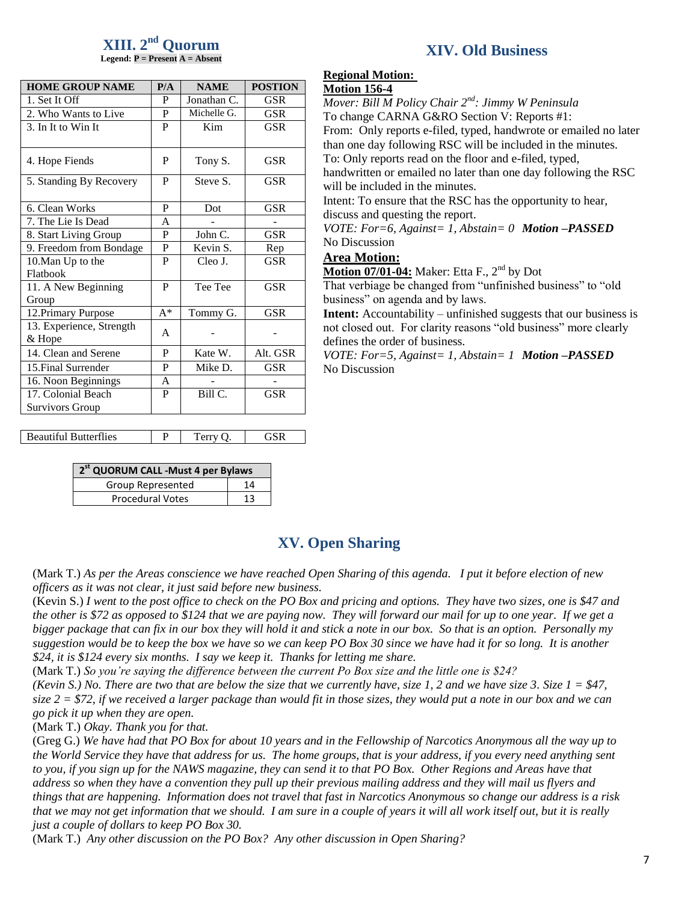## XIII. 2nd Quorum

**Legend: P = Present A = Absent**

| HOME GROUP NAME | P/A | NAME | POSTION |
|---|---|---|---|
| 1. Set It Off | P | Jonathan C. | GSR |
| 2. Who Wants to Live | P | Michelle G. | GSR |
| 3. In It to Win It | P | Kim | GSR |
| 4. Hope Fiends | P | Tony S. | GSR |
| 5. Standing By Recovery | P | Steve S. | GSR |
| 6. Clean Works | P | Dot | GSR |
| 7. The Lie Is Dead | A | - | - |
| 8. Start Living Group | P | John C. | GSR |
| 9. Freedom from Bondage | P | Kevin S. | Rep |
| 10.Man Up to the Flatbook | P | Cleo J. | GSR |
| 11. A New Beginning Group | P | Tee Tee | GSR |
| 12.Primary Purpose | A* | Tommy G. | GSR |
| 13. Experience, Strength & Hope | A | - | - |
| 14. Clean and Serene | P | Kate W. | Alt. GSR |
| 15.Final Surrender | P | Mike D. | GSR |
| 16. Noon Beginnings | A | - | - |
| 17. Colonial Beach Survivors Group | P | Bill C. | GSR |
| Beautiful Butterflies | P | Terry Q. | GSR |

| 2nd QUORUM CALL -Must 4 per Bylaws | |
|---|---|
| Group Represented | 14 |
| Procedural Votes | 13 |

## XIV. Old Business

**Regional Motion:**

**Motion 156-4**

*Mover: Bill M Policy Chair 2nd: Jimmy W Peninsula*

To change CARNA G&RO Section V: Reports #1:

From: Only reports e-filed, typed, handwrote or emailed no later than one day following RSC will be included in the minutes.

To: Only reports read on the floor and e-filed, typed, handwritten or emailed no later than one day following the RSC will be included in the minutes.

Intent: To ensure that the RSC has the opportunity to hear, discuss and questing the report.

*VOTE: For=6, Against= 1, Abstain= 0* ***Motion –PASSED***

No Discussion

**Area Motion:**

**Motion 07/01-04:** Maker: Etta F., 2nd by Dot

That verbiage be changed from "unfinished business" to "old business" on agenda and by laws.

**Intent:** Accountability – unfinished suggests that our business is not closed out. For clarity reasons "old business" more clearly defines the order of business.

*VOTE: For=5, Against= 1, Abstain= 1* ***Motion –PASSED***

No Discussion

## XV. Open Sharing

(Mark T.) *As per the Areas conscience we have reached Open Sharing of this agenda. I put it before election of new officers as it was not clear, it just said before new business.*

(Kevin S.) *I went to the post office to check on the PO Box and pricing and options. They have two sizes, one is $47 and the other is $72 as opposed to $124 that we are paying now. They will forward our mail for up to one year. If we get a bigger package that can fix in our box they will hold it and stick a note in our box. So that is an option. Personally my suggestion would be to keep the box we have so we can keep PO Box 30 since we have had it for so long. It is another $24, it is $124 every six months. I say we keep it. Thanks for letting me share.*

(Mark T.) *So you're saying the difference between the current Po Box size and the little one is $24?*

*(Kevin S.) No. There are two that are below the size that we currently have, size 1, 2 and we have size 3. Size 1 = $47, size 2 = $72, if we received a larger package than would fit in those sizes, they would put a note in our box and we can go pick it up when they are open.*

(Mark T.) *Okay. Thank you for that.*

(Greg G.) *We have had that PO Box for about 10 years and in the Fellowship of Narcotics Anonymous all the way up to the World Service they have that address for us. The home groups, that is your address, if you every need anything sent to you, if you sign up for the NAWS magazine, they can send it to that PO Box. Other Regions and Areas have that address so when they have a convention they pull up their previous mailing address and they will mail us flyers and things that are happening. Information does not travel that fast in Narcotics Anonymous so change our address is a risk that we may not get information that we should. I am sure in a couple of years it will all work itself out, but it is really just a couple of dollars to keep PO Box 30.*

(Mark T.) *Any other discussion on the PO Box? Any other discussion in Open Sharing?*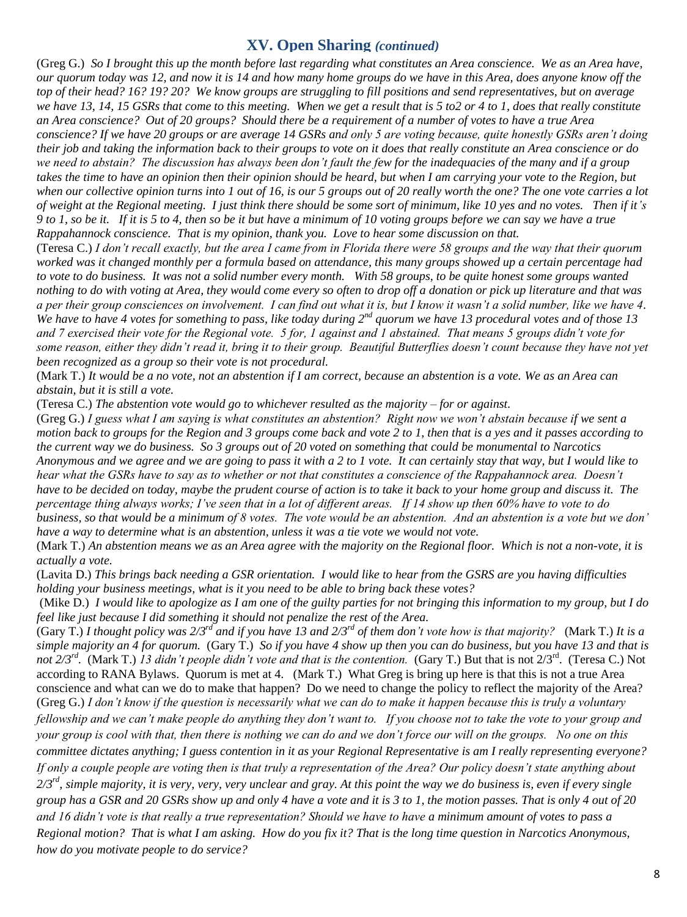## XV. Open Sharing *(continued)*

(Greg G.) *So I brought this up the month before last regarding what constitutes an Area conscience. We as an Area have, our quorum today was 12, and now it is 14 and how many home groups do we have in this Area, does anyone know off the top of their head? 16? 19? 20? We know groups are struggling to fill positions and send representatives, but on average we have 13, 14, 15 GSRs that come to this meeting. When we get a result that is 5 to2 or 4 to 1, does that really constitute an Area conscience? Out of 20 groups? Should there be a requirement of a number of votes to have a true Area conscience? If we have 20 groups or are average 14 GSRs and only 5 are voting because, quite honestly GSRs aren't doing their job and taking the information back to their groups to vote on it does that really constitute an Area conscience or do we need to abstain? The discussion has always been don't fault the few for the inadequacies of the many and if a group takes the time to have an opinion then their opinion should be heard, but when I am carrying your vote to the Region, but when our collective opinion turns into 1 out of 16, is our 5 groups out of 20 really worth the one? The one vote carries a lot of weight at the Regional meeting. I just think there should be some sort of minimum, like 10 yes and no votes. Then if it's 9 to 1, so be it. If it is 5 to 4, then so be it but have a minimum of 10 voting groups before we can say we have a true Rappahannock conscience. That is my opinion, thank you. Love to hear some discussion on that.*

(Teresa C.) *I don't recall exactly, but the area I came from in Florida there were 58 groups and the way that their quorum worked was it changed monthly per a formula based on attendance, this many groups showed up a certain percentage had to vote to do business. It was not a solid number every month. With 58 groups, to be quite honest some groups wanted nothing to do with voting at Area, they would come every so often to drop off a donation or pick up literature and that was a per their group consciences on involvement. I can find out what it is, but I know it wasn't a solid number, like we have 4. We have to have 4 votes for something to pass, like today during 2nd quorum we have 13 procedural votes and of those 13 and 7 exercised their vote for the Regional vote. 5 for, 1 against and 1 abstained. That means 5 groups didn't vote for some reason, either they didn't read it, bring it to their group. Beautiful Butterflies doesn't count because they have not yet been recognized as a group so their vote is not procedural.*

(Mark T.) *It would be a no vote, not an abstention if I am correct, because an abstention is a vote. We as an Area can abstain, but it is still a vote.*

(Teresa C.) *The abstention vote would go to whichever resulted as the majority – for or against.*

(Greg G.) *I guess what I am saying is what constitutes an abstention? Right now we won't abstain because if we sent a motion back to groups for the Region and 3 groups come back and vote 2 to 1, then that is a yes and it passes according to the current way we do business. So 3 groups out of 20 voted on something that could be monumental to Narcotics Anonymous and we agree and we are going to pass it with a 2 to 1 vote. It can certainly stay that way, but I would like to hear what the GSRs have to say as to whether or not that constitutes a conscience of the Rappahannock area. Doesn't have to be decided on today, maybe the prudent course of action is to take it back to your home group and discuss it. The percentage thing always works; I've seen that in a lot of different areas. If 14 show up then 60% have to vote to do business, so that would be a minimum of 8 votes. The vote would be an abstention. And an abstention is a vote but we don' have a way to determine what is an abstention, unless it was a tie vote we would not vote.*

(Mark T.) *An abstention means we as an Area agree with the majority on the Regional floor. Which is not a non-vote, it is actually a vote.*

(Lavita D.) *This brings back needing a GSR orientation. I would like to hear from the GSRS are you having difficulties holding your business meetings, what is it you need to be able to bring back these votes?*

(Mike D.) *I would like to apologize as I am one of the guilty parties for not bringing this information to my group, but I do feel like just because I did something it should not penalize the rest of the Area.*

(Gary T.) *I thought policy was 2/3rd and if you have 13 and 2/3rd of them don't vote how is that majority?* (Mark T.) *It is a simple majority an 4 for quorum.* (Gary T.) *So if you have 4 show up then you can do business, but you have 13 and that is not 2/3rd.* (Mark T.) *13 didn't people didn't vote and that is the contention.* (Gary T.) But that is not 2/3rd. (Teresa C.) Not according to RANA Bylaws. Quorum is met at 4. (Mark T.) What Greg is bring up here is that this is not a true Area conscience and what can we do to make that happen? Do we need to change the policy to reflect the majority of the Area?

(Greg G.) *I don't know if the question is necessarily what we can do to make it happen because this is truly a voluntary fellowship and we can't make people do anything they don't want to. If you choose not to take the vote to your group and your group is cool with that, then there is nothing we can do and we don't force our will on the groups. No one on this committee dictates anything; I guess contention in it as your Regional Representative is am I really representing everyone? If only a couple people are voting then is that truly a representation of the Area? Our policy doesn't state anything about 2/3rd, simple majority, it is very, very, very unclear and gray. At this point the way we do business is, even if every single group has a GSR and 20 GSRs show up and only 4 have a vote and it is 3 to 1, the motion passes. That is only 4 out of 20 and 16 didn't vote is that really a true representation? Should we have to have a minimum amount of votes to pass a Regional motion? That is what I am asking. How do you fix it? That is the long time question in Narcotics Anonymous, how do you motivate people to do service?*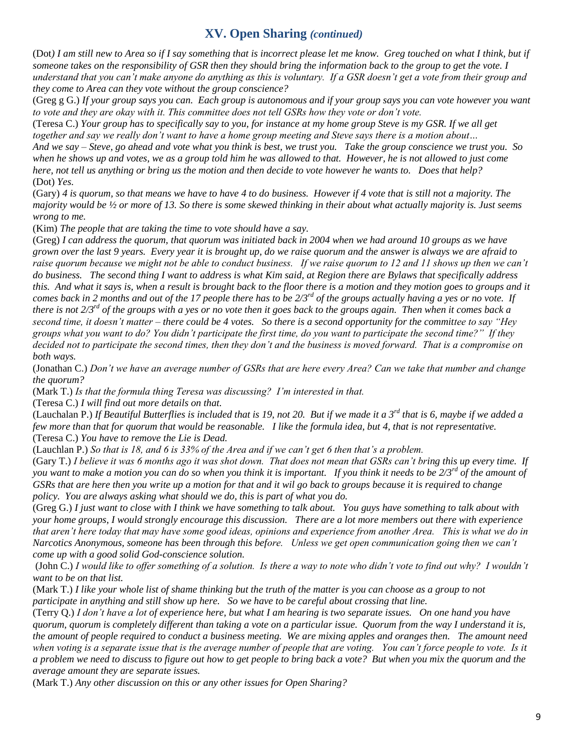## XV. Open Sharing *(continued)*

(Dot*) I am still new to Area so if I say something that is incorrect please let me know. Greg touched on what I think, but if someone takes on the responsibility of GSR then they should bring the information back to the group to get the vote. I understand that you can't make anyone do anything as this is voluntary. If a GSR doesn't get a vote from their group and they come to Area can they vote without the group conscience?*

(Greg g G.) *If your group says you can. Each group is autonomous and if your group says you can vote however you want to vote and they are okay with it. This committee does not tell GSRs how they vote or don't vote.*

(Teresa C.) *Your group has to specifically say to you, for instance at my home group Steve is my GSR. If we all get together and say we really don't want to have a home group meeting and Steve says there is a motion about… And we say – Steve, go ahead and vote what you think is best, we trust you. Take the group conscience we trust you. So when he shows up and votes, we as a group told him he was allowed to that. However, he is not allowed to just come here, not tell us anything or bring us the motion and then decide to vote however he wants to. Does that help?*

(Dot) *Yes.*

(Gary) *4 is quorum, so that means we have to have 4 to do business. However if 4 vote that is still not a majority. The majority would be ½ or more of 13. So there is some skewed thinking in their about what actually majority is. Just seems wrong to me.*

(Kim) *The people that are taking the time to vote should have a say.*

(Greg) *I can address the quorum, that quorum was initiated back in 2004 when we had around 10 groups as we have grown over the last 9 years. Every year it is brought up, do we raise quorum and the answer is always we are afraid to raise quorum because we might not be able to conduct business. If we raise quorum to 12 and 11 shows up then we can't do business. The second thing I want to address is what Kim said, at Region there are Bylaws that specifically address this. And what it says is, when a result is brought back to the floor there is a motion and they motion goes to groups and it comes back in 2 months and out of the 17 people there has to be 2/3rd of the groups actually having a yes or no vote. If there is not 2/3rd of the groups with a yes or no vote then it goes back to the groups again. Then when it comes back a second time, it doesn't matter – there could be 4 votes. So there is a second opportunity for the committee to say "Hey groups what you want to do? You didn't participate the first time, do you want to participate the second time?" If they decided not to participate the second times, then they don't and the business is moved forward. That is a compromise on both ways.*

(Jonathan C.) *Don't we have an average number of GSRs that are here every Area? Can we take that number and change the quorum?*

(Mark T.) *Is that the formula thing Teresa was discussing? I'm interested in that.*

(Teresa C.) *I will find out more details on that.*

(Lauchalan P.) *If Beautiful Butterflies is included that is 19, not 20. But if we made it a 3rd that is 6, maybe if we added a few more than that for quorum that would be reasonable. I like the formula idea, but 4, that is not representative.*

(Teresa C.) *You have to remove the Lie is Dead.*

(Lauchlan P.) *So that is 18, and 6 is 33% of the Area and if we can't get 6 then that's a problem.*

(Gary T.) *I believe it was 6 months ago it was shot down. That does not mean that GSRs can't bring this up every time. If you want to make a motion you can do so when you think it is important. If you think it needs to be 2/3rd of the amount of GSRs that are here then you write up a motion for that and it wil go back to groups because it is required to change policy. You are always asking what should we do, this is part of what you do.*

(Greg G.) *I just want to close with I think we have something to talk about. You guys have something to talk about with your home groups, I would strongly encourage this discussion. There are a lot more members out there with experience that aren't here today that may have some good ideas, opinions and experience from another Area. This is what we do in Narcotics Anonymous, someone has been through this before. Unless we get open communication going then we can't come up with a good solid God-conscience solution.*

(John C.) *I would like to offer something of a solution. Is there a way to note who didn't vote to find out why? I wouldn't want to be on that list.*

(Mark T.) *I like your whole list of shame thinking but the truth of the matter is you can choose as a group to not participate in anything and still show up here. So we have to be careful about crossing that line.*

(Terry Q.) *I don't have a lot of experience here, but what I am hearing is two separate issues. On one hand you have quorum, quorum is completely different than taking a vote on a particular issue. Quorum from the way I understand it is, the amount of people required to conduct a business meeting. We are mixing apples and oranges then. The amount need when voting is a separate issue that is the average number of people that are voting. You can't force people to vote. Is it a problem we need to discuss to figure out how to get people to bring back a vote? But when you mix the quorum and the average amount they are separate issues.*

(Mark T.) *Any other discussion on this or any other issues for Open Sharing?*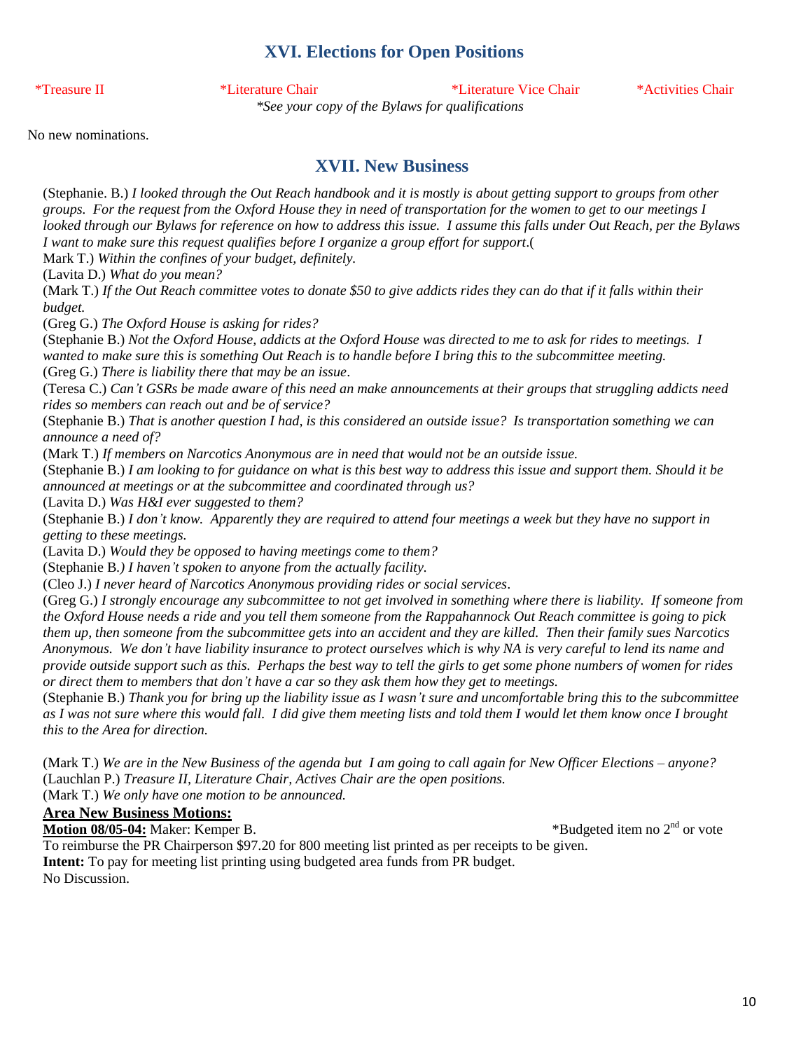## XVI. Elections for Open Positions

*Treasure II *Literature Chair *Literature Vice Chair *Activities Chair

*\*See your copy of the Bylaws for qualifications*

No new nominations.

## XVII. New Business

(Stephanie. B.) *I looked through the Out Reach handbook and it is mostly is about getting support to groups from other groups. For the request from the Oxford House they in need of transportation for the women to get to our meetings I looked through our Bylaws for reference on how to address this issue. I assume this falls under Out Reach, per the Bylaws I want to make sure this request qualifies before I organize a group effort for support*.(

Mark T.) *Within the confines of your budget, definitely.*

(Lavita D.) *What do you mean?*

(Mark T.) *If the Out Reach committee votes to donate $50 to give addicts rides they can do that if it falls within their budget.*

(Greg G.) *The Oxford House is asking for rides?*

(Stephanie B.) *Not the Oxford House, addicts at the Oxford House was directed to me to ask for rides to meetings. I wanted to make sure this is something Out Reach is to handle before I bring this to the subcommittee meeting.*

(Greg G.) *There is liability there that may be an issue*.

(Teresa C.) *Can't GSRs be made aware of this need an make announcements at their groups that struggling addicts need rides so members can reach out and be of service?*

(Stephanie B.) *That is another question I had, is this considered an outside issue? Is transportation something we can announce a need of?*

(Mark T.) *If members on Narcotics Anonymous are in need that would not be an outside issue.*

(Stephanie B.) *I am looking to for guidance on what is this best way to address this issue and support them. Should it be announced at meetings or at the subcommittee and coordinated through us?*

(Lavita D.) *Was H&I ever suggested to them?*

(Stephanie B.) *I don't know. Apparently they are required to attend four meetings a week but they have no support in getting to these meetings.*

(Lavita D.) *Would they be opposed to having meetings come to them?*

(Stephanie B.) *I haven't spoken to anyone from the actually facility.*

(Cleo J.) *I never heard of Narcotics Anonymous providing rides or social services*.

(Greg G.) *I strongly encourage any subcommittee to not get involved in something where there is liability. If someone from the Oxford House needs a ride and you tell them someone from the Rappahannock Out Reach committee is going to pick them up, then someone from the subcommittee gets into an accident and they are killed. Then their family sues Narcotics Anonymous. We don't have liability insurance to protect ourselves which is why NA is very careful to lend its name and provide outside support such as this. Perhaps the best way to tell the girls to get some phone numbers of women for rides or direct them to members that don't have a car so they ask them how they get to meetings.*

(Stephanie B.) *Thank you for bring up the liability issue as I wasn't sure and uncomfortable bring this to the subcommittee as I was not sure where this would fall. I did give them meeting lists and told them I would let them know once I brought this to the Area for direction.*

(Mark T.) *We are in the New Business of the agenda but I am going to call again for New Officer Elections – anyone?*

(Lauchlan P.) *Treasure II, Literature Chair, Actives Chair are the open positions.*

(Mark T.) *We only have one motion to be announced.*

**Area New Business Motions:**

**Motion 08/05-04:** Maker: Kemper B. *Budgeted item no 2nd or vote

To reimburse the PR Chairperson $97.20 for 800 meeting list printed as per receipts to be given.

**Intent:** To pay for meeting list printing using budgeted area funds from PR budget.

No Discussion.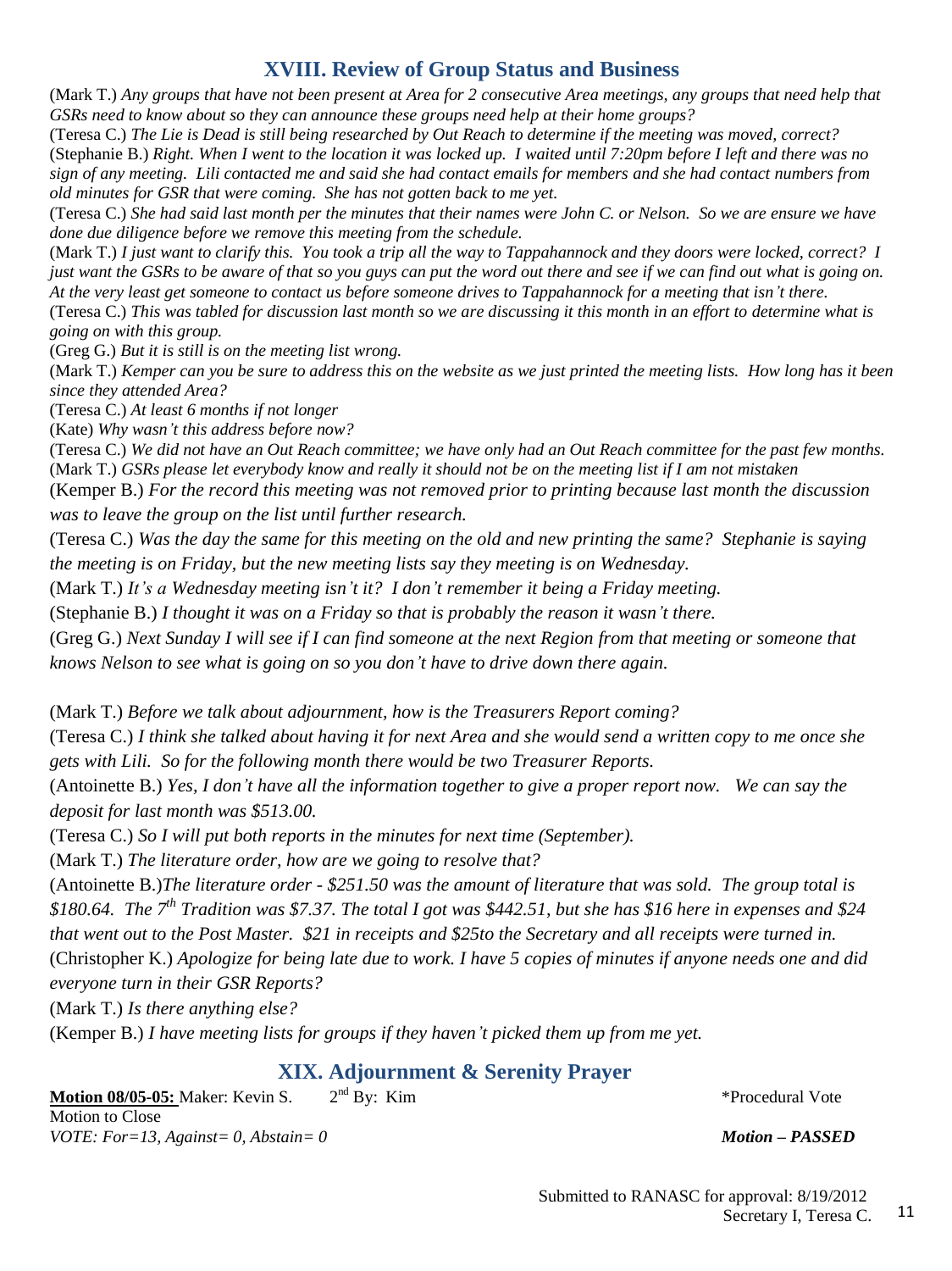## XVIII. Review of Group Status and Business

(Mark T.) *Any groups that have not been present at Area for 2 consecutive Area meetings, any groups that need help that GSRs need to know about so they can announce these groups need help at their home groups?*

(Teresa C.) *The Lie is Dead is still being researched by Out Reach to determine if the meeting was moved, correct?*

(Stephanie B.) *Right. When I went to the location it was locked up. I waited until 7:20pm before I left and there was no sign of any meeting. Lili contacted me and said she had contact emails for members and she had contact numbers from old minutes for GSR that were coming. She has not gotten back to me yet.*

(Teresa C.) *She had said last month per the minutes that their names were John C. or Nelson. So we are ensure we have done due diligence before we remove this meeting from the schedule.*

(Mark T.) *I just want to clarify this. You took a trip all the way to Tappahannock and they doors were locked, correct? I just want the GSRs to be aware of that so you guys can put the word out there and see if we can find out what is going on. At the very least get someone to contact us before someone drives to Tappahannock for a meeting that isn't there.*

(Teresa C.) *This was tabled for discussion last month so we are discussing it this month in an effort to determine what is going on with this group.*

(Greg G.) *But it is still is on the meeting list wrong.*

(Mark T.) *Kemper can you be sure to address this on the website as we just printed the meeting lists. How long has it been since they attended Area?*

(Teresa C.) *At least 6 months if not longer*

(Kate) *Why wasn't this address before now?*

(Teresa C.) *We did not have an Out Reach committee; we have only had an Out Reach committee for the past few months.*

(Mark T.) *GSRs please let everybody know and really it should not be on the meeting list if I am not mistaken*

(Kemper B.) *For the record this meeting was not removed prior to printing because last month the discussion was to leave the group on the list until further research.*

(Teresa C.) *Was the day the same for this meeting on the old and new printing the same? Stephanie is saying the meeting is on Friday, but the new meeting lists say they meeting is on Wednesday.*

(Mark T.) *It's a Wednesday meeting isn't it? I don't remember it being a Friday meeting.*

(Stephanie B.) *I thought it was on a Friday so that is probably the reason it wasn't there.*

(Greg G.) *Next Sunday I will see if I can find someone at the next Region from that meeting or someone that knows Nelson to see what is going on so you don't have to drive down there again.*

(Mark T.) *Before we talk about adjournment, how is the Treasurers Report coming?*

(Teresa C.) *I think she talked about having it for next Area and she would send a written copy to me once she gets with Lili. So for the following month there would be two Treasurer Reports.*

(Antoinette B.) *Yes, I don't have all the information together to give a proper report now. We can say the deposit for last month was $513.00.*

(Teresa C.) *So I will put both reports in the minutes for next time (September).*

(Mark T.) *The literature order, how are we going to resolve that?*

(Antoinette B.)*The literature order - $251.50 was the amount of literature that was sold. The group total is $180.64. The 7th Tradition was $7.37. The total I got was $442.51, but she has $16 here in expenses and $24 that went out to the Post Master. $21 in receipts and $25to the Secretary and all receipts were turned in.*

(Christopher K.) *Apologize for being late due to work. I have 5 copies of minutes if anyone needs one and did everyone turn in their GSR Reports?*

(Mark T.) *Is there anything else?*

(Kemper B.) *I have meeting lists for groups if they haven't picked them up from me yet.*

## XIX. Adjournment & Serenity Prayer

**Motion 08/05-05:** Maker: Kevin S. 2nd By: Kim *Procedural Vote

Motion to Close

*VOTE: For=13, Against= 0, Abstain= 0* ***Motion – PASSED***

Submitted to RANASC for approval: 8/19/2012
Secretary I, Teresa C.